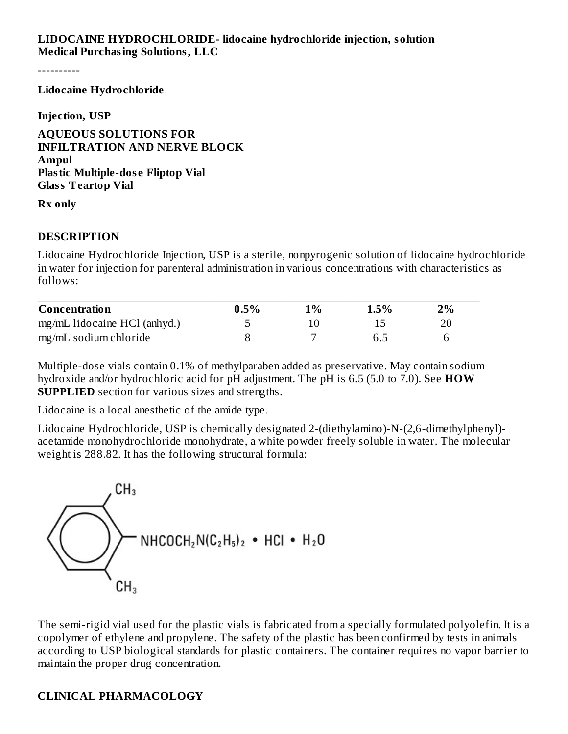**LIDOCAINE HYDROCHLORIDE- lidocaine hydrochloride injection, solution**
**Medical Purchasing Solutions, LLC**

----------

**Lidocaine Hydrochloride**

**Injection, USP**

**AQUEOUS SOLUTIONS FOR INFILTRATION AND NERVE BLOCK**
**Ampul**
**Plastic Multiple-dose Fliptop Vial**
**Glass Teartop Vial**

**Rx only**

## DESCRIPTION

Lidocaine Hydrochloride Injection, USP is a sterile, nonpyrogenic solution of lidocaine hydrochloride in water for injection for parenteral administration in various concentrations with characteristics as follows:

| Concentration | 0.5% | 1% | 1.5% | 2% |
|---|---|---|---|---|
| mg/mL lidocaine HCl (anhyd.) | 5 | 10 | 15 | 20 |
| mg/mL sodium chloride | 8 | 7 | 6.5 | 6 |

Multiple-dose vials contain 0.1% of methylparaben added as preservative. May contain sodium hydroxide and/or hydrochloric acid for pH adjustment. The pH is 6.5 (5.0 to 7.0). See **HOW SUPPLIED** section for various sizes and strengths.

Lidocaine is a local anesthetic of the amide type.

Lidocaine Hydrochloride, USP is chemically designated 2-(diethylamino)-N-(2,6-dimethylphenyl)-acetamide monohydrochloride monohydrate, a white powder freely soluble in water. The molecular weight is 288.82. It has the following structural formula:

$$C_6H_3(CH_3)_2NHCOCH_2N(C_2H_5)_2 \cdot HCl \cdot H_2O$$

The semi-rigid vial used for the plastic vials is fabricated from a specially formulated polyolefin. It is a copolymer of ethylene and propylene. The safety of the plastic has been confirmed by tests in animals according to USP biological standards for plastic containers. The container requires no vapor barrier to maintain the proper drug concentration.

## CLINICAL PHARMACOLOGY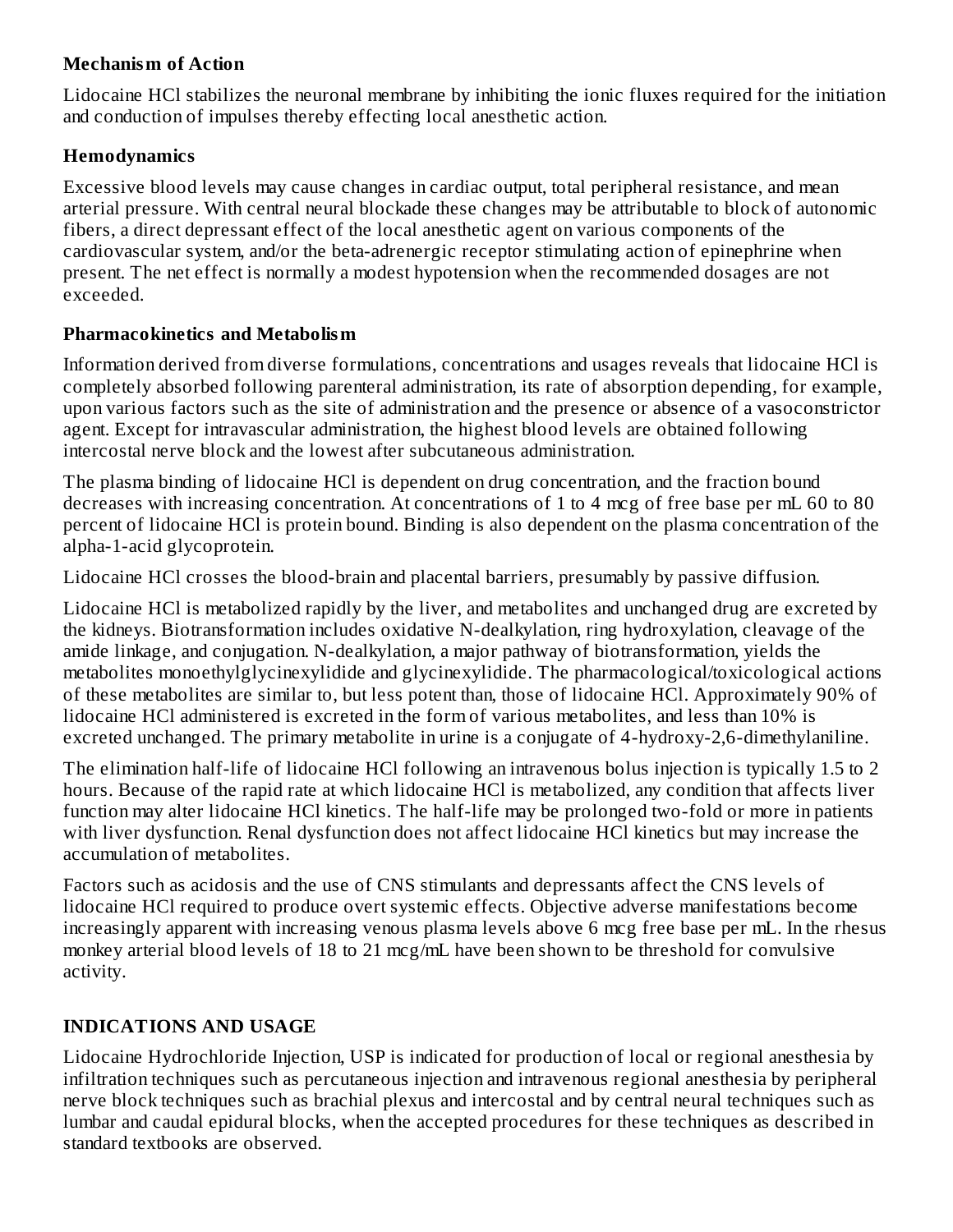### Mechanism of Action

Lidocaine HCl stabilizes the neuronal membrane by inhibiting the ionic fluxes required for the initiation and conduction of impulses thereby effecting local anesthetic action.

### Hemodynamics

Excessive blood levels may cause changes in cardiac output, total peripheral resistance, and mean arterial pressure. With central neural blockade these changes may be attributable to block of autonomic fibers, a direct depressant effect of the local anesthetic agent on various components of the cardiovascular system, and/or the beta-adrenergic receptor stimulating action of epinephrine when present. The net effect is normally a modest hypotension when the recommended dosages are not exceeded.

### Pharmacokinetics and Metabolism

Information derived from diverse formulations, concentrations and usages reveals that lidocaine HCl is completely absorbed following parenteral administration, its rate of absorption depending, for example, upon various factors such as the site of administration and the presence or absence of a vasoconstrictor agent. Except for intravascular administration, the highest blood levels are obtained following intercostal nerve block and the lowest after subcutaneous administration.

The plasma binding of lidocaine HCl is dependent on drug concentration, and the fraction bound decreases with increasing concentration. At concentrations of 1 to 4 mcg of free base per mL 60 to 80 percent of lidocaine HCl is protein bound. Binding is also dependent on the plasma concentration of the alpha-1-acid glycoprotein.

Lidocaine HCl crosses the blood-brain and placental barriers, presumably by passive diffusion.

Lidocaine HCl is metabolized rapidly by the liver, and metabolites and unchanged drug are excreted by the kidneys. Biotransformation includes oxidative N-dealkylation, ring hydroxylation, cleavage of the amide linkage, and conjugation. N-dealkylation, a major pathway of biotransformation, yields the metabolites monoethylglycinexylidide and glycinexylidide. The pharmacological/toxicological actions of these metabolites are similar to, but less potent than, those of lidocaine HCl. Approximately 90% of lidocaine HCl administered is excreted in the form of various metabolites, and less than 10% is excreted unchanged. The primary metabolite in urine is a conjugate of 4-hydroxy-2,6-dimethylaniline.

The elimination half-life of lidocaine HCl following an intravenous bolus injection is typically 1.5 to 2 hours. Because of the rapid rate at which lidocaine HCl is metabolized, any condition that affects liver function may alter lidocaine HCl kinetics. The half-life may be prolonged two-fold or more in patients with liver dysfunction. Renal dysfunction does not affect lidocaine HCl kinetics but may increase the accumulation of metabolites.

Factors such as acidosis and the use of CNS stimulants and depressants affect the CNS levels of lidocaine HCl required to produce overt systemic effects. Objective adverse manifestations become increasingly apparent with increasing venous plasma levels above 6 mcg free base per mL. In the rhesus monkey arterial blood levels of 18 to 21 mcg/mL have been shown to be threshold for convulsive activity.

## INDICATIONS AND USAGE

Lidocaine Hydrochloride Injection, USP is indicated for production of local or regional anesthesia by infiltration techniques such as percutaneous injection and intravenous regional anesthesia by peripheral nerve block techniques such as brachial plexus and intercostal and by central neural techniques such as lumbar and caudal epidural blocks, when the accepted procedures for these techniques as described in standard textbooks are observed.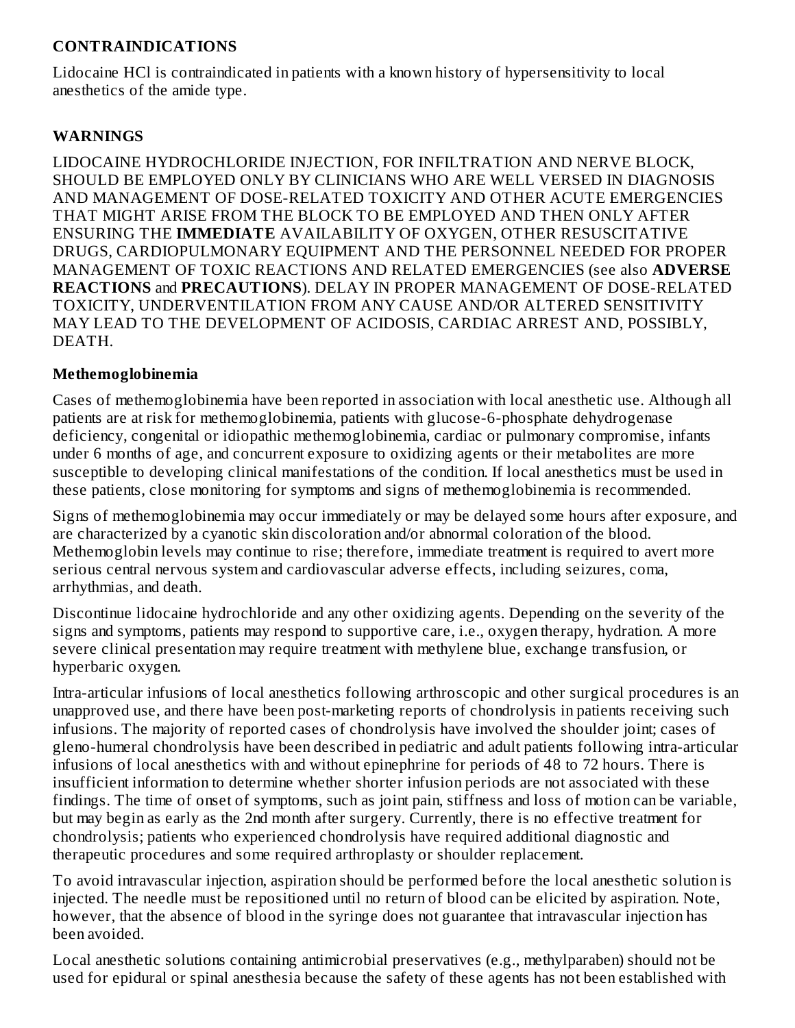## CONTRAINDICATIONS

Lidocaine HCl is contraindicated in patients with a known history of hypersensitivity to local anesthetics of the amide type.

## WARNINGS

LIDOCAINE HYDROCHLORIDE INJECTION, FOR INFILTRATION AND NERVE BLOCK, SHOULD BE EMPLOYED ONLY BY CLINICIANS WHO ARE WELL VERSED IN DIAGNOSIS AND MANAGEMENT OF DOSE-RELATED TOXICITY AND OTHER ACUTE EMERGENCIES THAT MIGHT ARISE FROM THE BLOCK TO BE EMPLOYED AND THEN ONLY AFTER ENSURING THE **IMMEDIATE** AVAILABILITY OF OXYGEN, OTHER RESUSCITATIVE DRUGS, CARDIOPULMONARY EQUIPMENT AND THE PERSONNEL NEEDED FOR PROPER MANAGEMENT OF TOXIC REACTIONS AND RELATED EMERGENCIES (see also **ADVERSE REACTIONS** and **PRECAUTIONS**). DELAY IN PROPER MANAGEMENT OF DOSE-RELATED TOXICITY, UNDERVENTILATION FROM ANY CAUSE AND/OR ALTERED SENSITIVITY MAY LEAD TO THE DEVELOPMENT OF ACIDOSIS, CARDIAC ARREST AND, POSSIBLY, DEATH.

### Methemoglobinemia

Cases of methemoglobinemia have been reported in association with local anesthetic use. Although all patients are at risk for methemoglobinemia, patients with glucose-6-phosphate dehydrogenase deficiency, congenital or idiopathic methemoglobinemia, cardiac or pulmonary compromise, infants under 6 months of age, and concurrent exposure to oxidizing agents or their metabolites are more susceptible to developing clinical manifestations of the condition. If local anesthetics must be used in these patients, close monitoring for symptoms and signs of methemoglobinemia is recommended.

Signs of methemoglobinemia may occur immediately or may be delayed some hours after exposure, and are characterized by a cyanotic skin discoloration and/or abnormal coloration of the blood. Methemoglobin levels may continue to rise; therefore, immediate treatment is required to avert more serious central nervous system and cardiovascular adverse effects, including seizures, coma, arrhythmias, and death.

Discontinue lidocaine hydrochloride and any other oxidizing agents. Depending on the severity of the signs and symptoms, patients may respond to supportive care, i.e., oxygen therapy, hydration. A more severe clinical presentation may require treatment with methylene blue, exchange transfusion, or hyperbaric oxygen.

Intra-articular infusions of local anesthetics following arthroscopic and other surgical procedures is an unapproved use, and there have been post-marketing reports of chondrolysis in patients receiving such infusions. The majority of reported cases of chondrolysis have involved the shoulder joint; cases of gleno-humeral chondrolysis have been described in pediatric and adult patients following intra-articular infusions of local anesthetics with and without epinephrine for periods of 48 to 72 hours. There is insufficient information to determine whether shorter infusion periods are not associated with these findings. The time of onset of symptoms, such as joint pain, stiffness and loss of motion can be variable, but may begin as early as the 2nd month after surgery. Currently, there is no effective treatment for chondrolysis; patients who experienced chondrolysis have required additional diagnostic and therapeutic procedures and some required arthroplasty or shoulder replacement.

To avoid intravascular injection, aspiration should be performed before the local anesthetic solution is injected. The needle must be repositioned until no return of blood can be elicited by aspiration. Note, however, that the absence of blood in the syringe does not guarantee that intravascular injection has been avoided.

Local anesthetic solutions containing antimicrobial preservatives (e.g., methylparaben) should not be used for epidural or spinal anesthesia because the safety of these agents has not been established with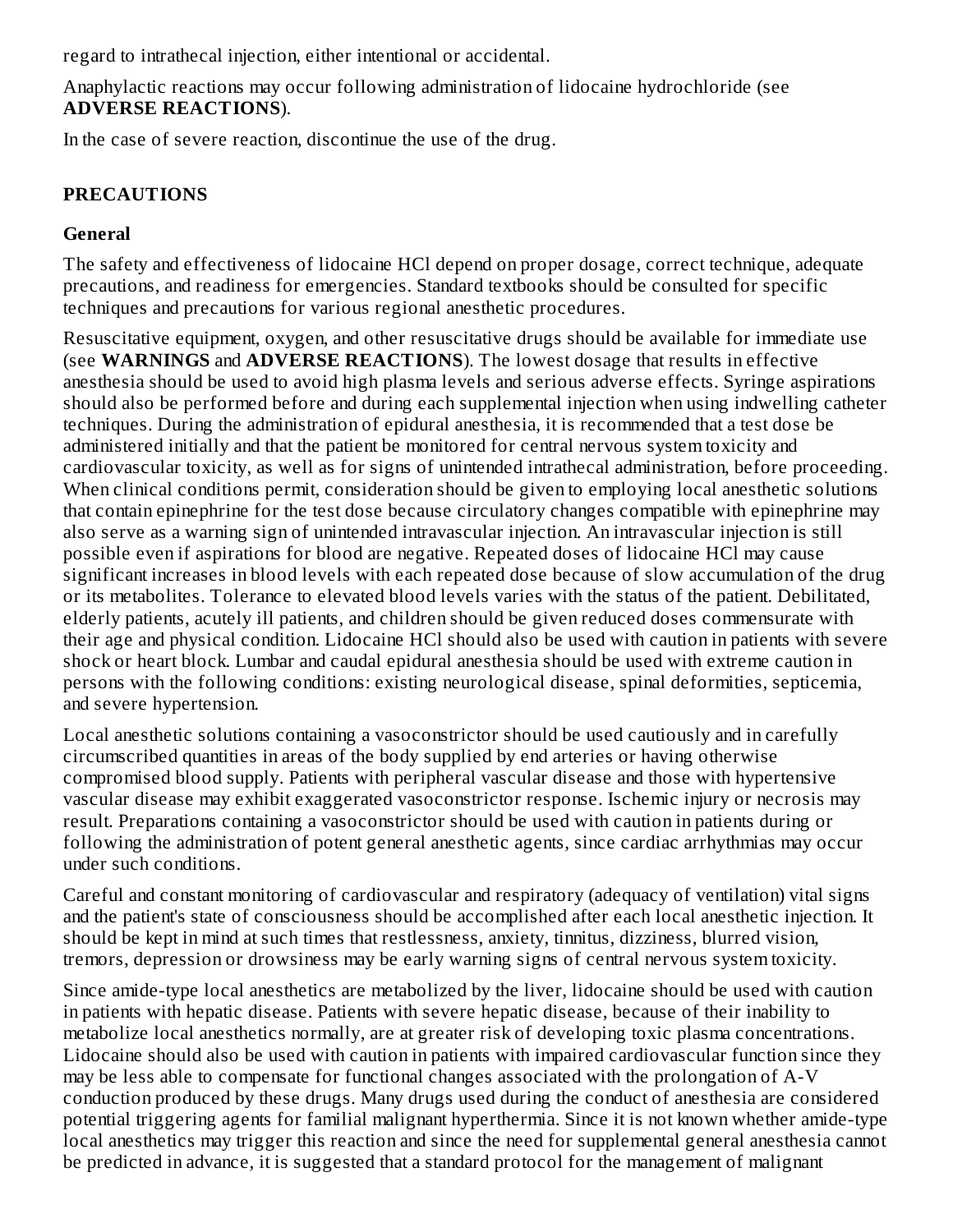regard to intrathecal injection, either intentional or accidental.

Anaphylactic reactions may occur following administration of lidocaine hydrochloride (see **ADVERSE REACTIONS**).

In the case of severe reaction, discontinue the use of the drug.

## PRECAUTIONS

### General

The safety and effectiveness of lidocaine HCl depend on proper dosage, correct technique, adequate precautions, and readiness for emergencies. Standard textbooks should be consulted for specific techniques and precautions for various regional anesthetic procedures.

Resuscitative equipment, oxygen, and other resuscitative drugs should be available for immediate use (see **WARNINGS** and **ADVERSE REACTIONS**). The lowest dosage that results in effective anesthesia should be used to avoid high plasma levels and serious adverse effects. Syringe aspirations should also be performed before and during each supplemental injection when using indwelling catheter techniques. During the administration of epidural anesthesia, it is recommended that a test dose be administered initially and that the patient be monitored for central nervous system toxicity and cardiovascular toxicity, as well as for signs of unintended intrathecal administration, before proceeding. When clinical conditions permit, consideration should be given to employing local anesthetic solutions that contain epinephrine for the test dose because circulatory changes compatible with epinephrine may also serve as a warning sign of unintended intravascular injection. An intravascular injection is still possible even if aspirations for blood are negative. Repeated doses of lidocaine HCl may cause significant increases in blood levels with each repeated dose because of slow accumulation of the drug or its metabolites. Tolerance to elevated blood levels varies with the status of the patient. Debilitated, elderly patients, acutely ill patients, and children should be given reduced doses commensurate with their age and physical condition. Lidocaine HCl should also be used with caution in patients with severe shock or heart block. Lumbar and caudal epidural anesthesia should be used with extreme caution in persons with the following conditions: existing neurological disease, spinal deformities, septicemia, and severe hypertension.

Local anesthetic solutions containing a vasoconstrictor should be used cautiously and in carefully circumscribed quantities in areas of the body supplied by end arteries or having otherwise compromised blood supply. Patients with peripheral vascular disease and those with hypertensive vascular disease may exhibit exaggerated vasoconstrictor response. Ischemic injury or necrosis may result. Preparations containing a vasoconstrictor should be used with caution in patients during or following the administration of potent general anesthetic agents, since cardiac arrhythmias may occur under such conditions.

Careful and constant monitoring of cardiovascular and respiratory (adequacy of ventilation) vital signs and the patient's state of consciousness should be accomplished after each local anesthetic injection. It should be kept in mind at such times that restlessness, anxiety, tinnitus, dizziness, blurred vision, tremors, depression or drowsiness may be early warning signs of central nervous system toxicity.

Since amide-type local anesthetics are metabolized by the liver, lidocaine should be used with caution in patients with hepatic disease. Patients with severe hepatic disease, because of their inability to metabolize local anesthetics normally, are at greater risk of developing toxic plasma concentrations. Lidocaine should also be used with caution in patients with impaired cardiovascular function since they may be less able to compensate for functional changes associated with the prolongation of A-V conduction produced by these drugs. Many drugs used during the conduct of anesthesia are considered potential triggering agents for familial malignant hyperthermia. Since it is not known whether amide-type local anesthetics may trigger this reaction and since the need for supplemental general anesthesia cannot be predicted in advance, it is suggested that a standard protocol for the management of malignant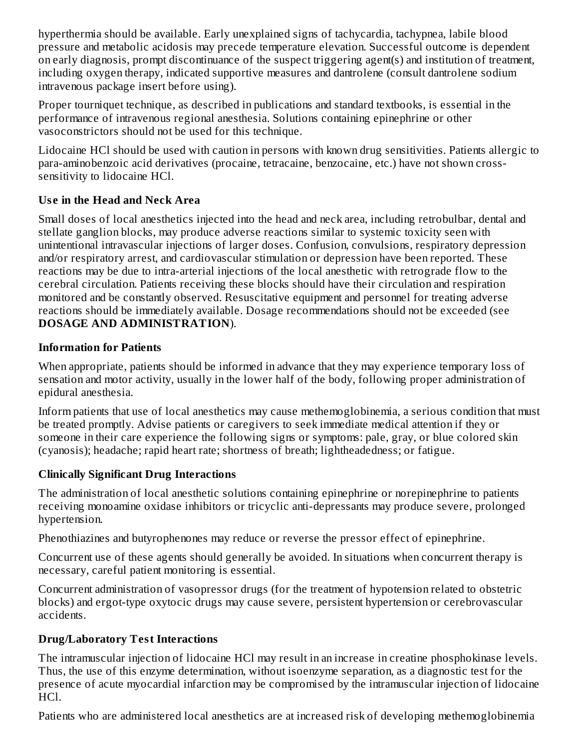hyperthermia should be available. Early unexplained signs of tachycardia, tachypnea, labile blood pressure and metabolic acidosis may precede temperature elevation. Successful outcome is dependent on early diagnosis, prompt discontinuance of the suspect triggering agent(s) and institution of treatment, including oxygen therapy, indicated supportive measures and dantrolene (consult dantrolene sodium intravenous package insert before using).

Proper tourniquet technique, as described in publications and standard textbooks, is essential in the performance of intravenous regional anesthesia. Solutions containing epinephrine or other vasoconstrictors should not be used for this technique.

Lidocaine HCl should be used with caution in persons with known drug sensitivities. Patients allergic to para-aminobenzoic acid derivatives (procaine, tetracaine, benzocaine, etc.) have not shown cross-sensitivity to lidocaine HCl.

**Use in the Head and Neck Area**

Small doses of local anesthetics injected into the head and neck area, including retrobulbar, dental and stellate ganglion blocks, may produce adverse reactions similar to systemic toxicity seen with unintentional intravascular injections of larger doses. Confusion, convulsions, respiratory depression and/or respiratory arrest, and cardiovascular stimulation or depression have been reported. These reactions may be due to intra-arterial injections of the local anesthetic with retrograde flow to the cerebral circulation. Patients receiving these blocks should have their circulation and respiration monitored and be constantly observed. Resuscitative equipment and personnel for treating adverse reactions should be immediately available. Dosage recommendations should not be exceeded (see **DOSAGE AND ADMINISTRATION**).

**Information for Patients**

When appropriate, patients should be informed in advance that they may experience temporary loss of sensation and motor activity, usually in the lower half of the body, following proper administration of epidural anesthesia.

Inform patients that use of local anesthetics may cause methemoglobinemia, a serious condition that must be treated promptly. Advise patients or caregivers to seek immediate medical attention if they or someone in their care experience the following signs or symptoms: pale, gray, or blue colored skin (cyanosis); headache; rapid heart rate; shortness of breath; lightheadedness; or fatigue.

**Clinically Significant Drug Interactions**

The administration of local anesthetic solutions containing epinephrine or norepinephrine to patients receiving monoamine oxidase inhibitors or tricyclic anti-depressants may produce severe, prolonged hypertension.

Phenothiazines and butyrophenones may reduce or reverse the pressor effect of epinephrine.

Concurrent use of these agents should generally be avoided. In situations when concurrent therapy is necessary, careful patient monitoring is essential.

Concurrent administration of vasopressor drugs (for the treatment of hypotension related to obstetric blocks) and ergot-type oxytocic drugs may cause severe, persistent hypertension or cerebrovascular accidents.

**Drug/Laboratory Test Interactions**

The intramuscular injection of lidocaine HCl may result in an increase in creatine phosphokinase levels. Thus, the use of this enzyme determination, without isoenzyme separation, as a diagnostic test for the presence of acute myocardial infarction may be compromised by the intramuscular injection of lidocaine HCl.

Patients who are administered local anesthetics are at increased risk of developing methemoglobinemia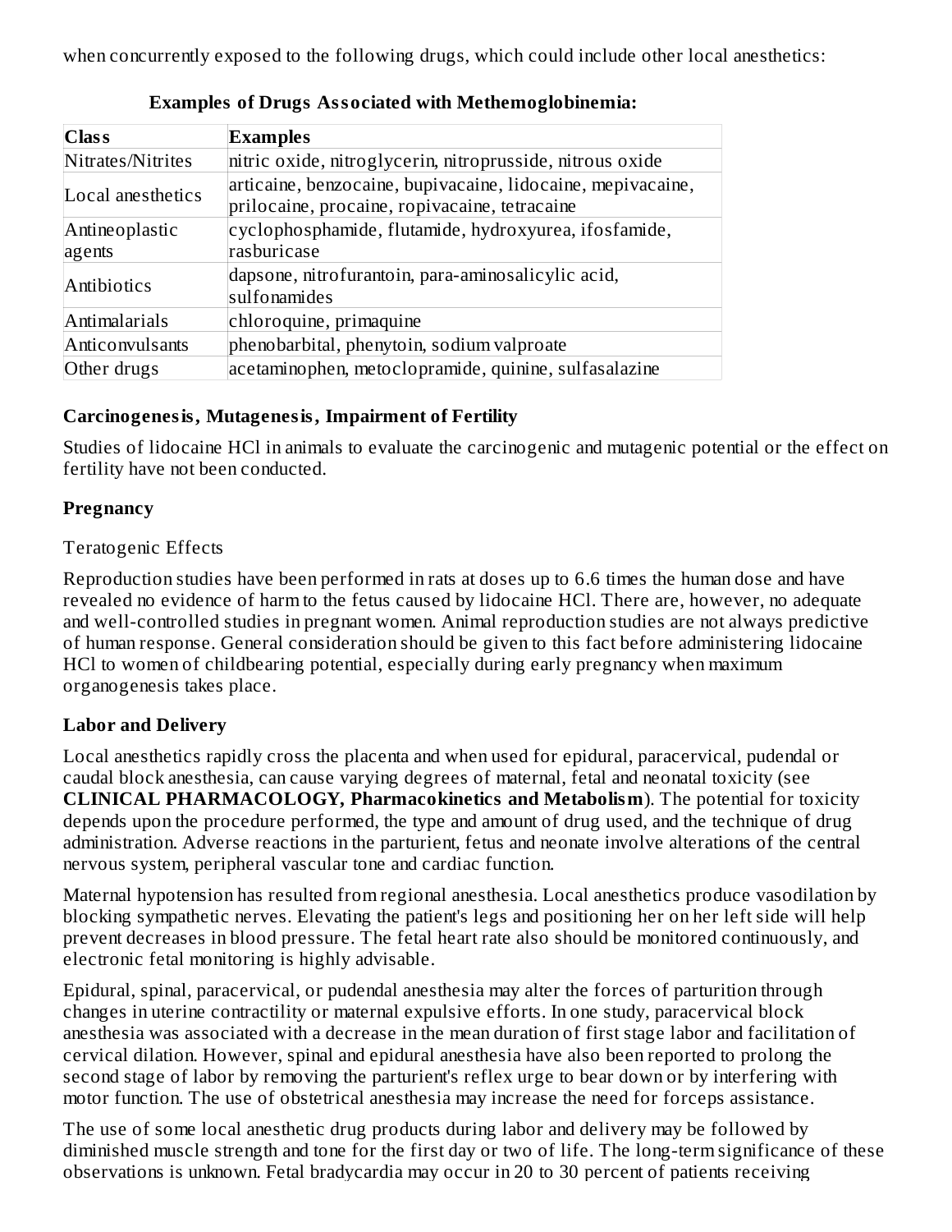when concurrently exposed to the following drugs, which could include other local anesthetics:

**Examples of Drugs Associated with Methemoglobinemia:**

| Class | Examples |
| --- | --- |
| Nitrates/Nitrites | nitric oxide, nitroglycerin, nitroprusside, nitrous oxide |
| Local anesthetics | articaine, benzocaine, bupivacaine, lidocaine, mepivacaine, prilocaine, procaine, ropivacaine, tetracaine |
| Antineoplastic agents | cyclophosphamide, flutamide, hydroxyurea, ifosfamide, rasburicase |
| Antibiotics | dapsone, nitrofurantoin, para-aminosalicylic acid, sulfonamides |
| Antimalarials | chloroquine, primaquine |
| Anticonvulsants | phenobarbital, phenytoin, sodium valproate |
| Other drugs | acetaminophen, metoclopramide, quinine, sulfasalazine |

**Carcinogenesis, Mutagenesis, Impairment of Fertility**

Studies of lidocaine HCl in animals to evaluate the carcinogenic and mutagenic potential or the effect on fertility have not been conducted.

**Pregnancy**

Teratogenic Effects

Reproduction studies have been performed in rats at doses up to 6.6 times the human dose and have revealed no evidence of harm to the fetus caused by lidocaine HCl. There are, however, no adequate and well-controlled studies in pregnant women. Animal reproduction studies are not always predictive of human response. General consideration should be given to this fact before administering lidocaine HCl to women of childbearing potential, especially during early pregnancy when maximum organogenesis takes place.

**Labor and Delivery**

Local anesthetics rapidly cross the placenta and when used for epidural, paracervical, pudendal or caudal block anesthesia, can cause varying degrees of maternal, fetal and neonatal toxicity (see **CLINICAL PHARMACOLOGY, Pharmacokinetics and Metabolism**). The potential for toxicity depends upon the procedure performed, the type and amount of drug used, and the technique of drug administration. Adverse reactions in the parturient, fetus and neonate involve alterations of the central nervous system, peripheral vascular tone and cardiac function.

Maternal hypotension has resulted from regional anesthesia. Local anesthetics produce vasodilation by blocking sympathetic nerves. Elevating the patient's legs and positioning her on her left side will help prevent decreases in blood pressure. The fetal heart rate also should be monitored continuously, and electronic fetal monitoring is highly advisable.

Epidural, spinal, paracervical, or pudendal anesthesia may alter the forces of parturition through changes in uterine contractility or maternal expulsive efforts. In one study, paracervical block anesthesia was associated with a decrease in the mean duration of first stage labor and facilitation of cervical dilation. However, spinal and epidural anesthesia have also been reported to prolong the second stage of labor by removing the parturient's reflex urge to bear down or by interfering with motor function. The use of obstetrical anesthesia may increase the need for forceps assistance.

The use of some local anesthetic drug products during labor and delivery may be followed by diminished muscle strength and tone for the first day or two of life. The long-term significance of these observations is unknown. Fetal bradycardia may occur in 20 to 30 percent of patients receiving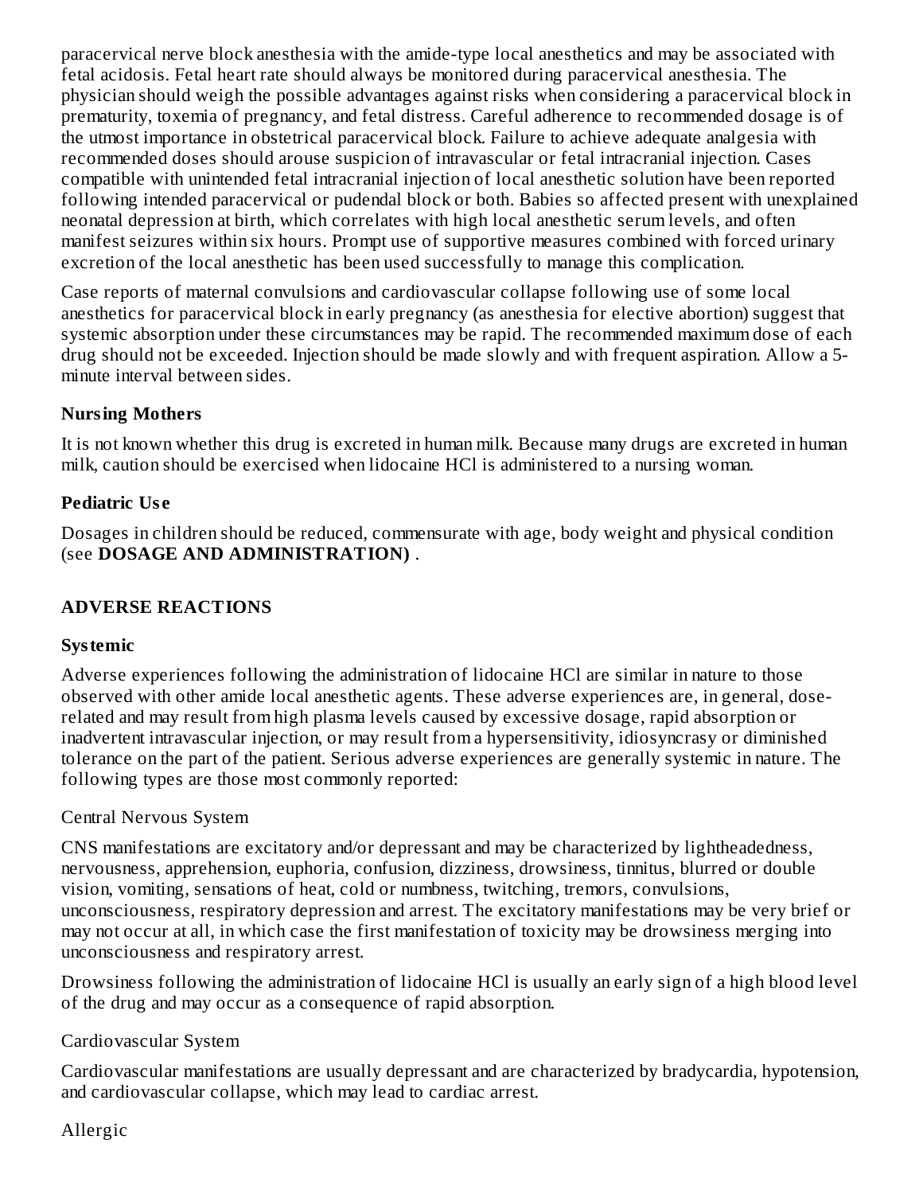paracervical nerve block anesthesia with the amide-type local anesthetics and may be associated with fetal acidosis. Fetal heart rate should always be monitored during paracervical anesthesia. The physician should weigh the possible advantages against risks when considering a paracervical block in prematurity, toxemia of pregnancy, and fetal distress. Careful adherence to recommended dosage is of the utmost importance in obstetrical paracervical block. Failure to achieve adequate analgesia with recommended doses should arouse suspicion of intravascular or fetal intracranial injection. Cases compatible with unintended fetal intracranial injection of local anesthetic solution have been reported following intended paracervical or pudendal block or both. Babies so affected present with unexplained neonatal depression at birth, which correlates with high local anesthetic serum levels, and often manifest seizures within six hours. Prompt use of supportive measures combined with forced urinary excretion of the local anesthetic has been used successfully to manage this complication.

Case reports of maternal convulsions and cardiovascular collapse following use of some local anesthetics for paracervical block in early pregnancy (as anesthesia for elective abortion) suggest that systemic absorption under these circumstances may be rapid. The recommended maximum dose of each drug should not be exceeded. Injection should be made slowly and with frequent aspiration. Allow a 5-minute interval between sides.

### Nursing Mothers

It is not known whether this drug is excreted in human milk. Because many drugs are excreted in human milk, caution should be exercised when lidocaine HCl is administered to a nursing woman.

### Pediatric Use

Dosages in children should be reduced, commensurate with age, body weight and physical condition (see **DOSAGE AND ADMINISTRATION)** .

## ADVERSE REACTIONS

### Systemic

Adverse experiences following the administration of lidocaine HCl are similar in nature to those observed with other amide local anesthetic agents. These adverse experiences are, in general, dose-related and may result from high plasma levels caused by excessive dosage, rapid absorption or inadvertent intravascular injection, or may result from a hypersensitivity, idiosyncrasy or diminished tolerance on the part of the patient. Serious adverse experiences are generally systemic in nature. The following types are those most commonly reported:

Central Nervous System

CNS manifestations are excitatory and/or depressant and may be characterized by lightheadedness, nervousness, apprehension, euphoria, confusion, dizziness, drowsiness, tinnitus, blurred or double vision, vomiting, sensations of heat, cold or numbness, twitching, tremors, convulsions, unconsciousness, respiratory depression and arrest. The excitatory manifestations may be very brief or may not occur at all, in which case the first manifestation of toxicity may be drowsiness merging into unconsciousness and respiratory arrest.

Drowsiness following the administration of lidocaine HCl is usually an early sign of a high blood level of the drug and may occur as a consequence of rapid absorption.

Cardiovascular System

Cardiovascular manifestations are usually depressant and are characterized by bradycardia, hypotension, and cardiovascular collapse, which may lead to cardiac arrest.

Allergic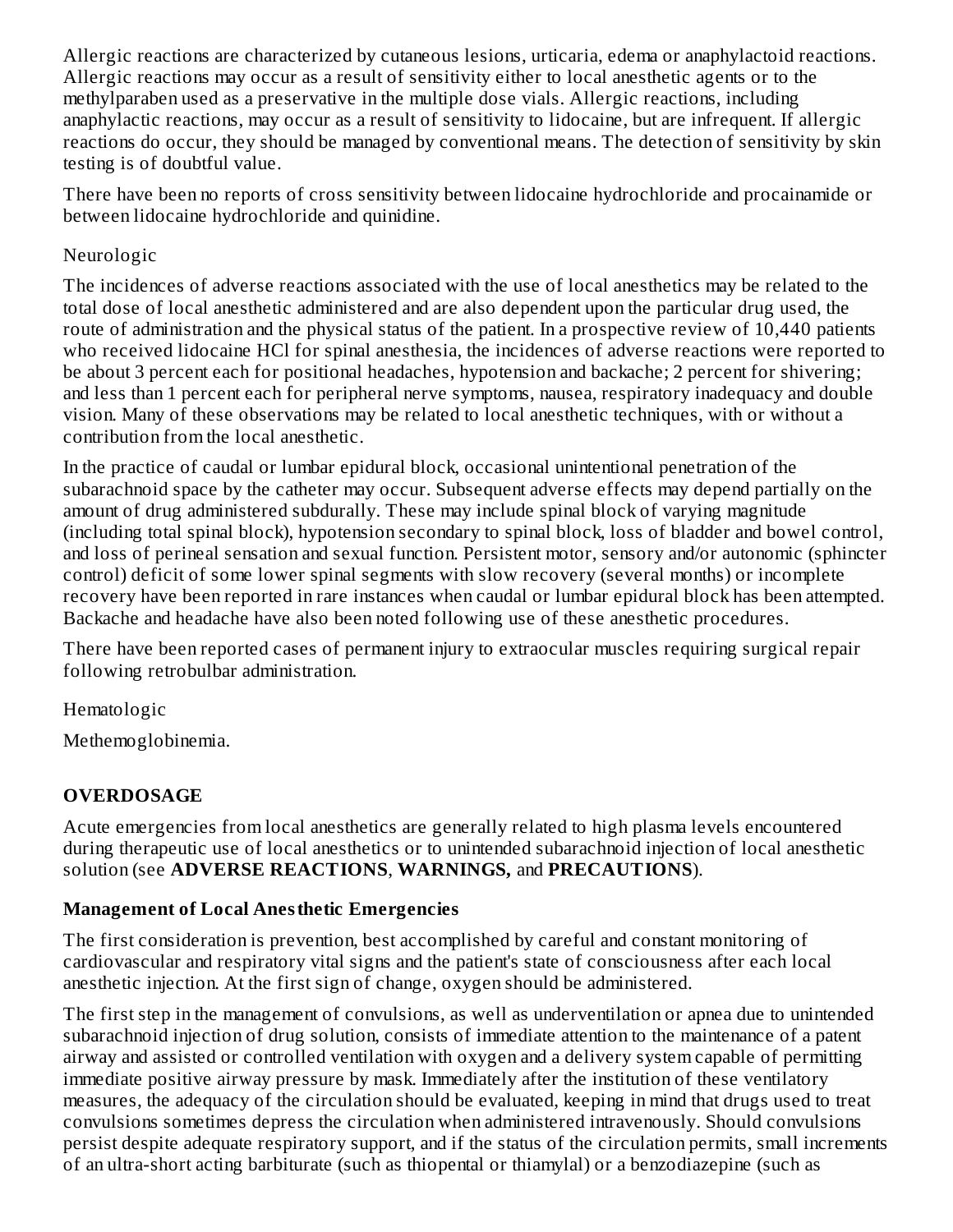Allergic reactions are characterized by cutaneous lesions, urticaria, edema or anaphylactoid reactions. Allergic reactions may occur as a result of sensitivity either to local anesthetic agents or to the methylparaben used as a preservative in the multiple dose vials. Allergic reactions, including anaphylactic reactions, may occur as a result of sensitivity to lidocaine, but are infrequent. If allergic reactions do occur, they should be managed by conventional means. The detection of sensitivity by skin testing is of doubtful value.

There have been no reports of cross sensitivity between lidocaine hydrochloride and procainamide or between lidocaine hydrochloride and quinidine.

Neurologic

The incidences of adverse reactions associated with the use of local anesthetics may be related to the total dose of local anesthetic administered and are also dependent upon the particular drug used, the route of administration and the physical status of the patient. In a prospective review of 10,440 patients who received lidocaine HCl for spinal anesthesia, the incidences of adverse reactions were reported to be about 3 percent each for positional headaches, hypotension and backache; 2 percent for shivering; and less than 1 percent each for peripheral nerve symptoms, nausea, respiratory inadequacy and double vision. Many of these observations may be related to local anesthetic techniques, with or without a contribution from the local anesthetic.

In the practice of caudal or lumbar epidural block, occasional unintentional penetration of the subarachnoid space by the catheter may occur. Subsequent adverse effects may depend partially on the amount of drug administered subdurally. These may include spinal block of varying magnitude (including total spinal block), hypotension secondary to spinal block, loss of bladder and bowel control, and loss of perineal sensation and sexual function. Persistent motor, sensory and/or autonomic (sphincter control) deficit of some lower spinal segments with slow recovery (several months) or incomplete recovery have been reported in rare instances when caudal or lumbar epidural block has been attempted. Backache and headache have also been noted following use of these anesthetic procedures.

There have been reported cases of permanent injury to extraocular muscles requiring surgical repair following retrobulbar administration.

Hematologic

Methemoglobinemia.

## OVERDOSAGE

Acute emergencies from local anesthetics are generally related to high plasma levels encountered during therapeutic use of local anesthetics or to unintended subarachnoid injection of local anesthetic solution (see **ADVERSE REACTIONS**, **WARNINGS,** and **PRECAUTIONS**).

### Management of Local Anesthetic Emergencies

The first consideration is prevention, best accomplished by careful and constant monitoring of cardiovascular and respiratory vital signs and the patient's state of consciousness after each local anesthetic injection. At the first sign of change, oxygen should be administered.

The first step in the management of convulsions, as well as underventilation or apnea due to unintended subarachnoid injection of drug solution, consists of immediate attention to the maintenance of a patent airway and assisted or controlled ventilation with oxygen and a delivery system capable of permitting immediate positive airway pressure by mask. Immediately after the institution of these ventilatory measures, the adequacy of the circulation should be evaluated, keeping in mind that drugs used to treat convulsions sometimes depress the circulation when administered intravenously. Should convulsions persist despite adequate respiratory support, and if the status of the circulation permits, small increments of an ultra-short acting barbiturate (such as thiopental or thiamylal) or a benzodiazepine (such as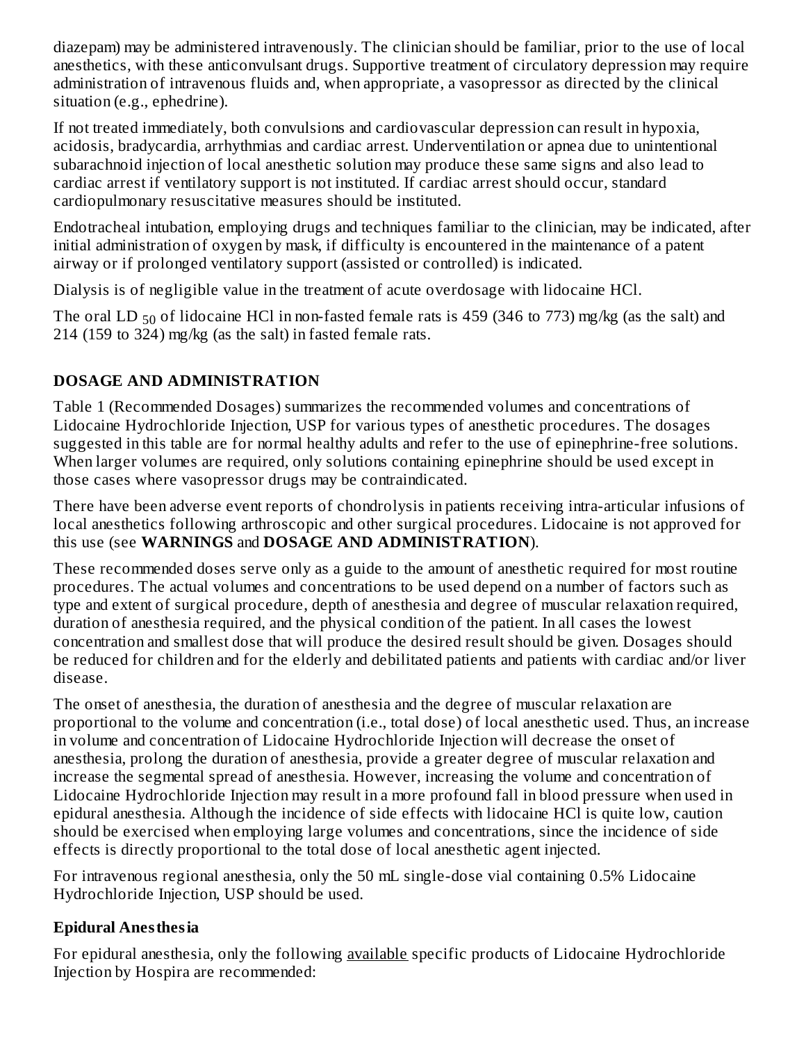diazepam) may be administered intravenously. The clinician should be familiar, prior to the use of local anesthetics, with these anticonvulsant drugs. Supportive treatment of circulatory depression may require administration of intravenous fluids and, when appropriate, a vasopressor as directed by the clinical situation (e.g., ephedrine).

If not treated immediately, both convulsions and cardiovascular depression can result in hypoxia, acidosis, bradycardia, arrhythmias and cardiac arrest. Underventilation or apnea due to unintentional subarachnoid injection of local anesthetic solution may produce these same signs and also lead to cardiac arrest if ventilatory support is not instituted. If cardiac arrest should occur, standard cardiopulmonary resuscitative measures should be instituted.

Endotracheal intubation, employing drugs and techniques familiar to the clinician, may be indicated, after initial administration of oxygen by mask, if difficulty is encountered in the maintenance of a patent airway or if prolonged ventilatory support (assisted or controlled) is indicated.

Dialysis is of negligible value in the treatment of acute overdosage with lidocaine HCl.

The oral $LD_{50}$ of lidocaine HCl in non-fasted female rats is 459 (346 to 773) mg/kg (as the salt) and 214 (159 to 324) mg/kg (as the salt) in fasted female rats.

## DOSAGE AND ADMINISTRATION

Table 1 (Recommended Dosages) summarizes the recommended volumes and concentrations of Lidocaine Hydrochloride Injection, USP for various types of anesthetic procedures. The dosages suggested in this table are for normal healthy adults and refer to the use of epinephrine-free solutions. When larger volumes are required, only solutions containing epinephrine should be used except in those cases where vasopressor drugs may be contraindicated.

There have been adverse event reports of chondrolysis in patients receiving intra-articular infusions of local anesthetics following arthroscopic and other surgical procedures. Lidocaine is not approved for this use (see **WARNINGS** and **DOSAGE AND ADMINISTRATION**).

These recommended doses serve only as a guide to the amount of anesthetic required for most routine procedures. The actual volumes and concentrations to be used depend on a number of factors such as type and extent of surgical procedure, depth of anesthesia and degree of muscular relaxation required, duration of anesthesia required, and the physical condition of the patient. In all cases the lowest concentration and smallest dose that will produce the desired result should be given. Dosages should be reduced for children and for the elderly and debilitated patients and patients with cardiac and/or liver disease.

The onset of anesthesia, the duration of anesthesia and the degree of muscular relaxation are proportional to the volume and concentration (i.e., total dose) of local anesthetic used. Thus, an increase in volume and concentration of Lidocaine Hydrochloride Injection will decrease the onset of anesthesia, prolong the duration of anesthesia, provide a greater degree of muscular relaxation and increase the segmental spread of anesthesia. However, increasing the volume and concentration of Lidocaine Hydrochloride Injection may result in a more profound fall in blood pressure when used in epidural anesthesia. Although the incidence of side effects with lidocaine HCl is quite low, caution should be exercised when employing large volumes and concentrations, since the incidence of side effects is directly proportional to the total dose of local anesthetic agent injected.

For intravenous regional anesthesia, only the 50 mL single-dose vial containing 0.5% Lidocaine Hydrochloride Injection, USP should be used.

### Epidural Anesthesia

For epidural anesthesia, only the following available specific products of Lidocaine Hydrochloride Injection by Hospira are recommended: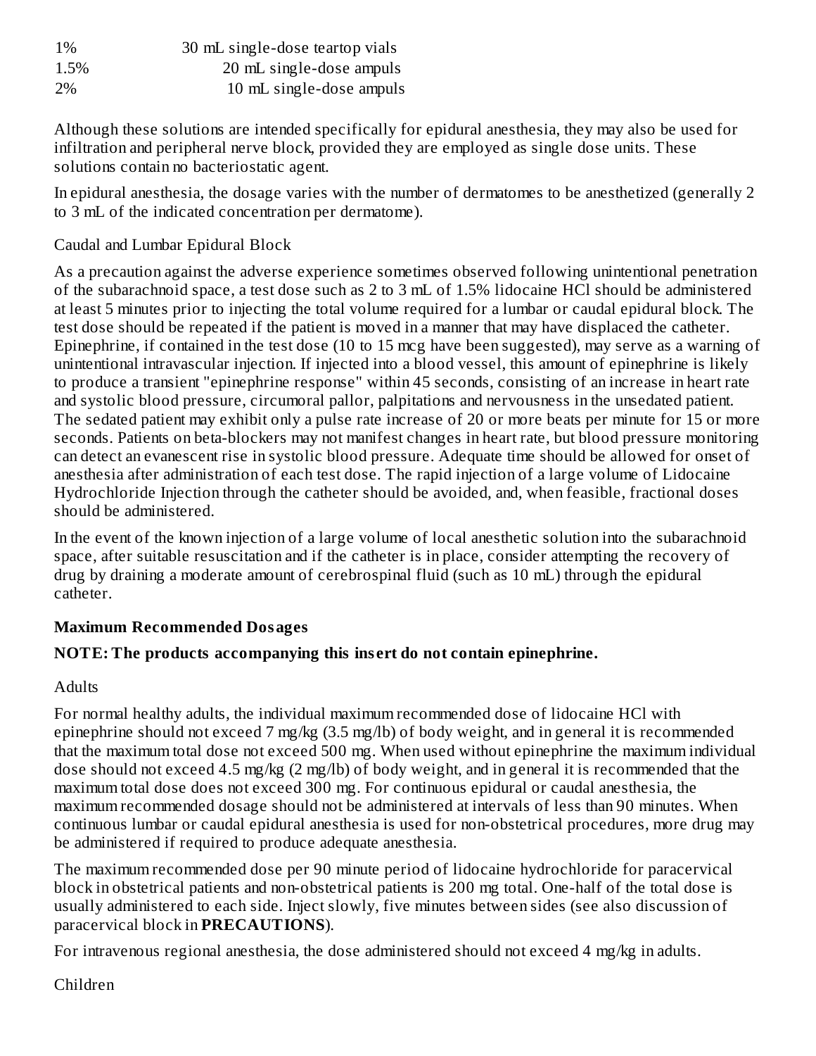| | |
|---|---|
| 1% | 30 mL single-dose teartop vials |
| 1.5% | 20 mL single-dose ampuls |
| 2% | 10 mL single-dose ampuls |

Although these solutions are intended specifically for epidural anesthesia, they may also be used for infiltration and peripheral nerve block, provided they are employed as single dose units. These solutions contain no bacteriostatic agent.

In epidural anesthesia, the dosage varies with the number of dermatomes to be anesthetized (generally 2 to 3 mL of the indicated concentration per dermatome).

Caudal and Lumbar Epidural Block

As a precaution against the adverse experience sometimes observed following unintentional penetration of the subarachnoid space, a test dose such as 2 to 3 mL of 1.5% lidocaine HCl should be administered at least 5 minutes prior to injecting the total volume required for a lumbar or caudal epidural block. The test dose should be repeated if the patient is moved in a manner that may have displaced the catheter. Epinephrine, if contained in the test dose (10 to 15 mcg have been suggested), may serve as a warning of unintentional intravascular injection. If injected into a blood vessel, this amount of epinephrine is likely to produce a transient "epinephrine response" within 45 seconds, consisting of an increase in heart rate and systolic blood pressure, circumoral pallor, palpitations and nervousness in the unsedated patient. The sedated patient may exhibit only a pulse rate increase of 20 or more beats per minute for 15 or more seconds. Patients on beta-blockers may not manifest changes in heart rate, but blood pressure monitoring can detect an evanescent rise in systolic blood pressure. Adequate time should be allowed for onset of anesthesia after administration of each test dose. The rapid injection of a large volume of Lidocaine Hydrochloride Injection through the catheter should be avoided, and, when feasible, fractional doses should be administered.

In the event of the known injection of a large volume of local anesthetic solution into the subarachnoid space, after suitable resuscitation and if the catheter is in place, consider attempting the recovery of drug by draining a moderate amount of cerebrospinal fluid (such as 10 mL) through the epidural catheter.

**Maximum Recommended Dosages**

**NOTE: The products accompanying this insert do not contain epinephrine.**

Adults

For normal healthy adults, the individual maximum recommended dose of lidocaine HCl with epinephrine should not exceed 7 mg/kg (3.5 mg/lb) of body weight, and in general it is recommended that the maximum total dose not exceed 500 mg. When used without epinephrine the maximum individual dose should not exceed 4.5 mg/kg (2 mg/lb) of body weight, and in general it is recommended that the maximum total dose does not exceed 300 mg. For continuous epidural or caudal anesthesia, the maximum recommended dosage should not be administered at intervals of less than 90 minutes. When continuous lumbar or caudal epidural anesthesia is used for non-obstetrical procedures, more drug may be administered if required to produce adequate anesthesia.

The maximum recommended dose per 90 minute period of lidocaine hydrochloride for paracervical block in obstetrical patients and non-obstetrical patients is 200 mg total. One-half of the total dose is usually administered to each side. Inject slowly, five minutes between sides (see also discussion of paracervical block in **PRECAUTIONS**).

For intravenous regional anesthesia, the dose administered should not exceed 4 mg/kg in adults.

Children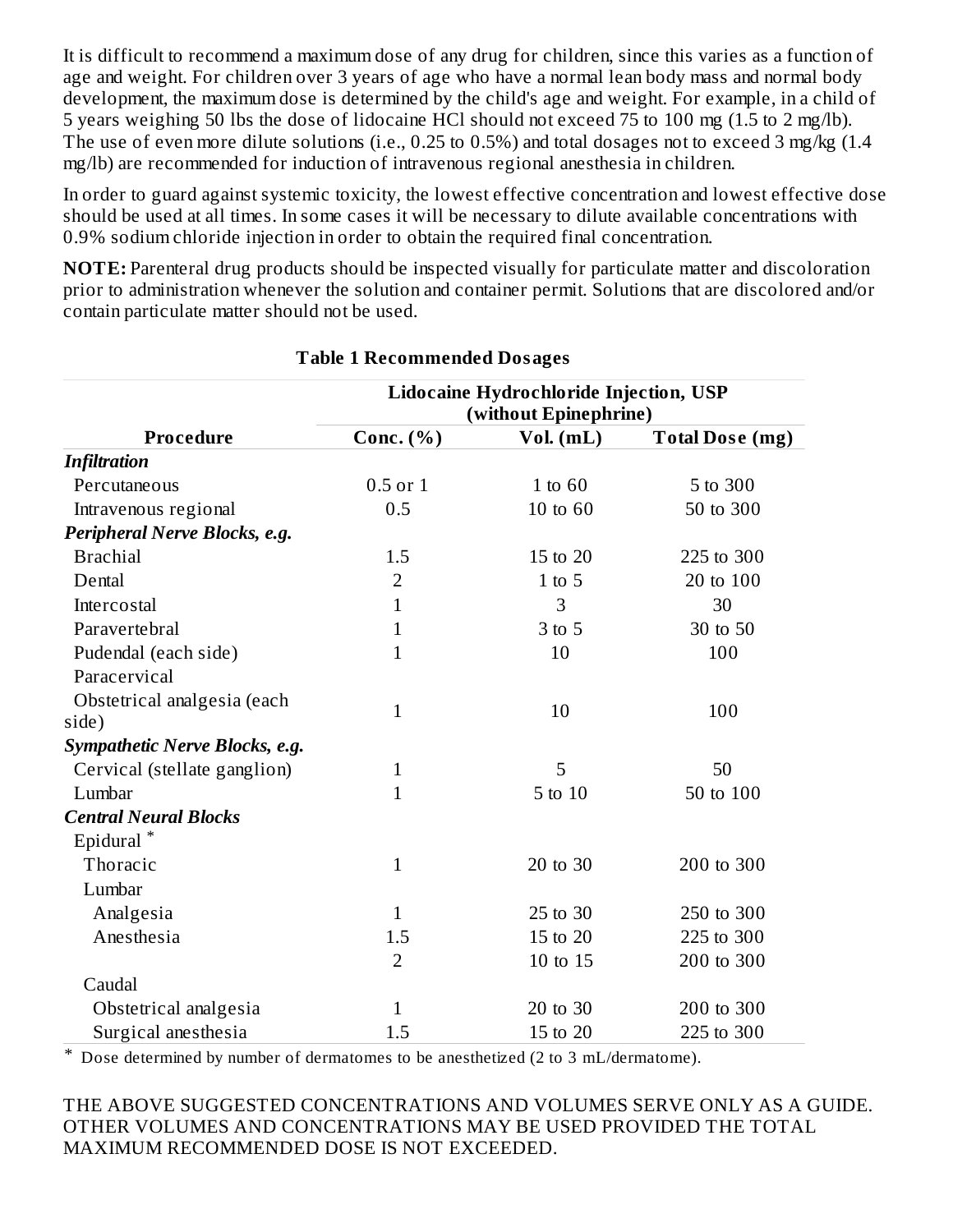It is difficult to recommend a maximum dose of any drug for children, since this varies as a function of age and weight. For children over 3 years of age who have a normal lean body mass and normal body development, the maximum dose is determined by the child's age and weight. For example, in a child of 5 years weighing 50 lbs the dose of lidocaine HCl should not exceed 75 to 100 mg (1.5 to 2 mg/lb). The use of even more dilute solutions (i.e., 0.25 to 0.5%) and total dosages not to exceed 3 mg/kg (1.4 mg/lb) are recommended for induction of intravenous regional anesthesia in children.

In order to guard against systemic toxicity, the lowest effective concentration and lowest effective dose should be used at all times. In some cases it will be necessary to dilute available concentrations with 0.9% sodium chloride injection in order to obtain the required final concentration.

**NOTE:** Parenteral drug products should be inspected visually for particulate matter and discoloration prior to administration whenever the solution and container permit. Solutions that are discolored and/or contain particulate matter should not be used.

**Table 1 Recommended Dosages**

| | Lidocaine Hydrochloride Injection, USP (without Epinephrine) | | |
|---|---|---|---|
| **Procedure** | **Conc. (%)** | **Vol. (mL)** | **Total Dose (mg)** |
| ***Infiltration*** | | | |
| Percutaneous | 0.5 or 1 | 1 to 60 | 5 to 300 |
| Intravenous regional | 0.5 | 10 to 60 | 50 to 300 |
| ***Peripheral Nerve Blocks, e.g.*** | | | |
| Brachial | 1.5 | 15 to 20 | 225 to 300 |
| Dental | 2 | 1 to 5 | 20 to 100 |
| Intercostal | 1 | 3 | 30 |
| Paravertebral | 1 | 3 to 5 | 30 to 50 |
| Pudendal (each side) | 1 | 10 | 100 |
| Paracervical | | | |
| Obstetrical analgesia (each side) | 1 | 10 | 100 |
| ***Sympathetic Nerve Blocks, e.g.*** | | | |
| Cervical (stellate ganglion) | 1 | 5 | 50 |
| Lumbar | 1 | 5 to 10 | 50 to 100 |
| ***Central Neural Blocks*** | | | |
| Epidural * | | | |
| Thoracic | 1 | 20 to 30 | 200 to 300 |
| Lumbar | | | |
| Analgesia | 1 | 25 to 30 | 250 to 300 |
| Anesthesia | 1.5 | 15 to 20 | 225 to 300 |
| | 2 | 10 to 15 | 200 to 300 |
| Caudal | | | |
| Obstetrical analgesia | 1 | 20 to 30 | 200 to 300 |
| Surgical anesthesia | 1.5 | 15 to 20 | 225 to 300 |

\* Dose determined by number of dermatomes to be anesthetized (2 to 3 mL/dermatome).

THE ABOVE SUGGESTED CONCENTRATIONS AND VOLUMES SERVE ONLY AS A GUIDE. OTHER VOLUMES AND CONCENTRATIONS MAY BE USED PROVIDED THE TOTAL MAXIMUM RECOMMENDED DOSE IS NOT EXCEEDED.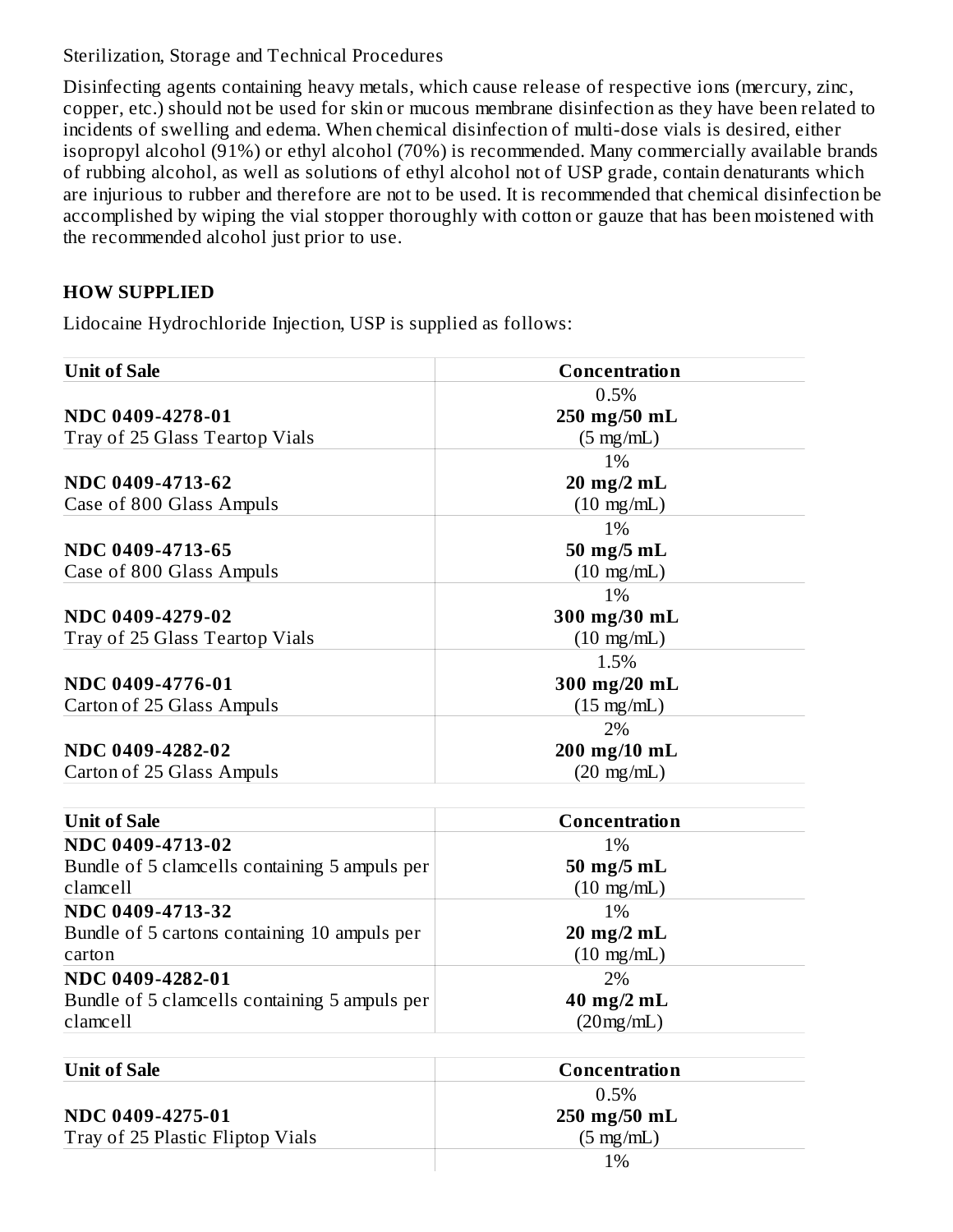Sterilization, Storage and Technical Procedures

Disinfecting agents containing heavy metals, which cause release of respective ions (mercury, zinc, copper, etc.) should not be used for skin or mucous membrane disinfection as they have been related to incidents of swelling and edema. When chemical disinfection of multi-dose vials is desired, either isopropyl alcohol (91%) or ethyl alcohol (70%) is recommended. Many commercially available brands of rubbing alcohol, as well as solutions of ethyl alcohol not of USP grade, contain denaturants which are injurious to rubber and therefore are not to be used. It is recommended that chemical disinfection be accomplished by wiping the vial stopper thoroughly with cotton or gauze that has been moistened with the recommended alcohol just prior to use.

## HOW SUPPLIED

Lidocaine Hydrochloride Injection, USP is supplied as follows:

| Unit of Sale | Concentration |
|---|---|
| **NDC 0409-4278-01** Tray of 25 Glass Teartop Vials | 0.5% **250 mg/50 mL** (5 mg/mL) |
| **NDC 0409-4713-62** Case of 800 Glass Ampuls | 1% **20 mg/2 mL** (10 mg/mL) |
| **NDC 0409-4713-65** Case of 800 Glass Ampuls | 1% **50 mg/5 mL** (10 mg/mL) |
| **NDC 0409-4279-02** Tray of 25 Glass Teartop Vials | 1% **300 mg/30 mL** (10 mg/mL) |
| **NDC 0409-4776-01** Carton of 25 Glass Ampuls | 1.5% **300 mg/20 mL** (15 mg/mL) |
| **NDC 0409-4282-02** Carton of 25 Glass Ampuls | 2% **200 mg/10 mL** (20 mg/mL) |

| Unit of Sale | Concentration |
|---|---|
| **NDC 0409-4713-02** Bundle of 5 clamcells containing 5 ampuls per clamcell | 1% **50 mg/5 mL** (10 mg/mL) |
| **NDC 0409-4713-32** Bundle of 5 cartons containing 10 ampuls per carton | 1% **20 mg/2 mL** (10 mg/mL) |
| **NDC 0409-4282-01** Bundle of 5 clamcells containing 5 ampuls per clamcell | 2% **40 mg/2 mL** (20mg/mL) |

| Unit of Sale | Concentration |
|---|---|
| **NDC 0409-4275-01** Tray of 25 Plastic Fliptop Vials | 0.5% **250 mg/50 mL** (5 mg/mL) |
| | 1% |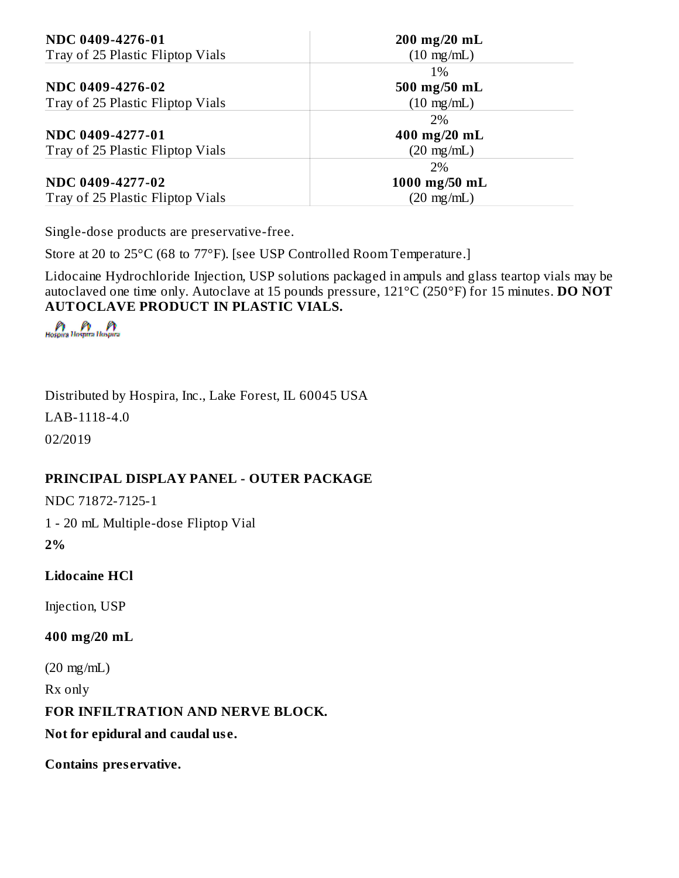| | |
|---|---|
| **NDC 0409-4276-01** Tray of 25 Plastic Fliptop Vials | **200 mg/20 mL** (10 mg/mL) |
| **NDC 0409-4276-02** Tray of 25 Plastic Fliptop Vials | 1% **500 mg/50 mL** (10 mg/mL) |
| **NDC 0409-4277-01** Tray of 25 Plastic Fliptop Vials | 2% **400 mg/20 mL** (20 mg/mL) |
| **NDC 0409-4277-02** Tray of 25 Plastic Fliptop Vials | 2% **1000 mg/50 mL** (20 mg/mL) |

Single-dose products are preservative-free.

Store at 20 to 25°C (68 to 77°F). [see USP Controlled Room Temperature.]

Lidocaine Hydrochloride Injection, USP solutions packaged in ampuls and glass teartop vials may be autoclaved one time only. Autoclave at 15 pounds pressure, 121°C (250°F) for 15 minutes. **DO NOT AUTOCLAVE PRODUCT IN PLASTIC VIALS.**

Distributed by Hospira, Inc., Lake Forest, IL 60045 USA

LAB-1118-4.0

02/2019

## PRINCIPAL DISPLAY PANEL - OUTER PACKAGE

NDC 71872-7125-1

1 - 20 mL Multiple-dose Fliptop Vial

**2%**

**Lidocaine HCl**

Injection, USP

**400 mg/20 mL**

(20 mg/mL)

Rx only

**FOR INFILTRATION AND NERVE BLOCK.**

**Not for epidural and caudal use.**

**Contains preservative.**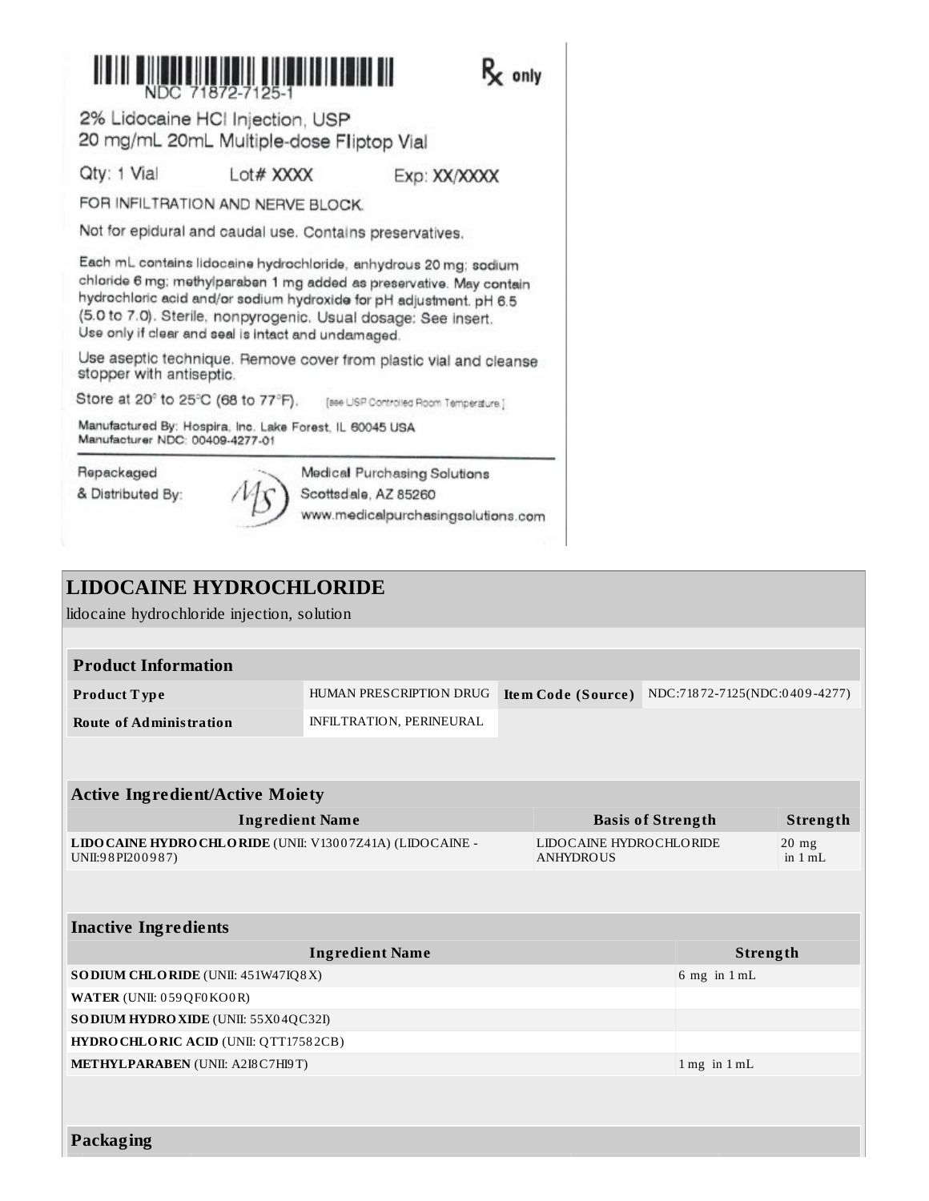NDC 71872-7125-1

℞ only

2% Lidocaine HCl Injection, USP
20 mg/mL 20mL Multiple-dose Fliptop Vial

Qty: 1 Vial Lot# XXXX Exp: XX/XXXX

FOR INFILTRATION AND NERVE BLOCK.

Not for epidural and caudal use. Contains preservatives.

Each mL contains lidocaine hydrochloride, anhydrous 20 mg; sodium chloride 6 mg; methylparaben 1 mg added as preservative. May contain hydrochloric acid and/or sodium hydroxide for pH adjustment. pH 6.5 (5.0 to 7.0). Sterile, nonpyrogenic. Usual dosage: See insert. Use only if clear and seal is intact and undamaged.

Use aseptic technique. Remove cover from plastic vial and cleanse stopper with antiseptic.

Store at 20° to 25°C (68 to 77°F). [see USP Controlled Room Temperature.]

Manufactured By: Hospira, Inc. Lake Forest, IL 60045 USA
Manufacturer NDC: 00409-4277-01

Repackaged & Distributed By: Medical Purchasing Solutions
Scottsdale, AZ 85260
www.medicalpurchasingsolutions.com

# LIDOCAINE HYDROCHLORIDE

lidocaine hydrochloride injection, solution

| Product Information | | | |
|---|---|---|---|
| **Product Type** | HUMAN PRESCRIPTION DRUG | **Item Code (Source)** | NDC:71872-7125(NDC:0409-4277) |
| **Route of Administration** | INFILTRATION, PERINEURAL | | |

| Active Ingredient/Active Moiety | | |
|---|---|---|
| **Ingredient Name** | **Basis of Strength** | **Strength** |
| **LIDOCAINE HYDROCHLORIDE** (UNII: V13007Z41A) (LIDOCAINE - UNII:98PI200987) | LIDOCAINE HYDROCHLORIDE ANHYDROUS | 20 mg in 1 mL |

| Inactive Ingredients | |
|---|---|
| **Ingredient Name** | **Strength** |
| **SODIUM CHLORIDE** (UNII: 451W47IQ8X) | 6 mg in 1 mL |
| **WATER** (UNII: 059QF0KO0R) | |
| **SODIUM HYDROXIDE** (UNII: 55X04QC32I) | |
| **HYDROCHLORIC ACID** (UNII: QTT17582CB) | |
| **METHYLPARABEN** (UNII: A2I8C7HI9T) | 1 mg in 1 mL |

**Packaging**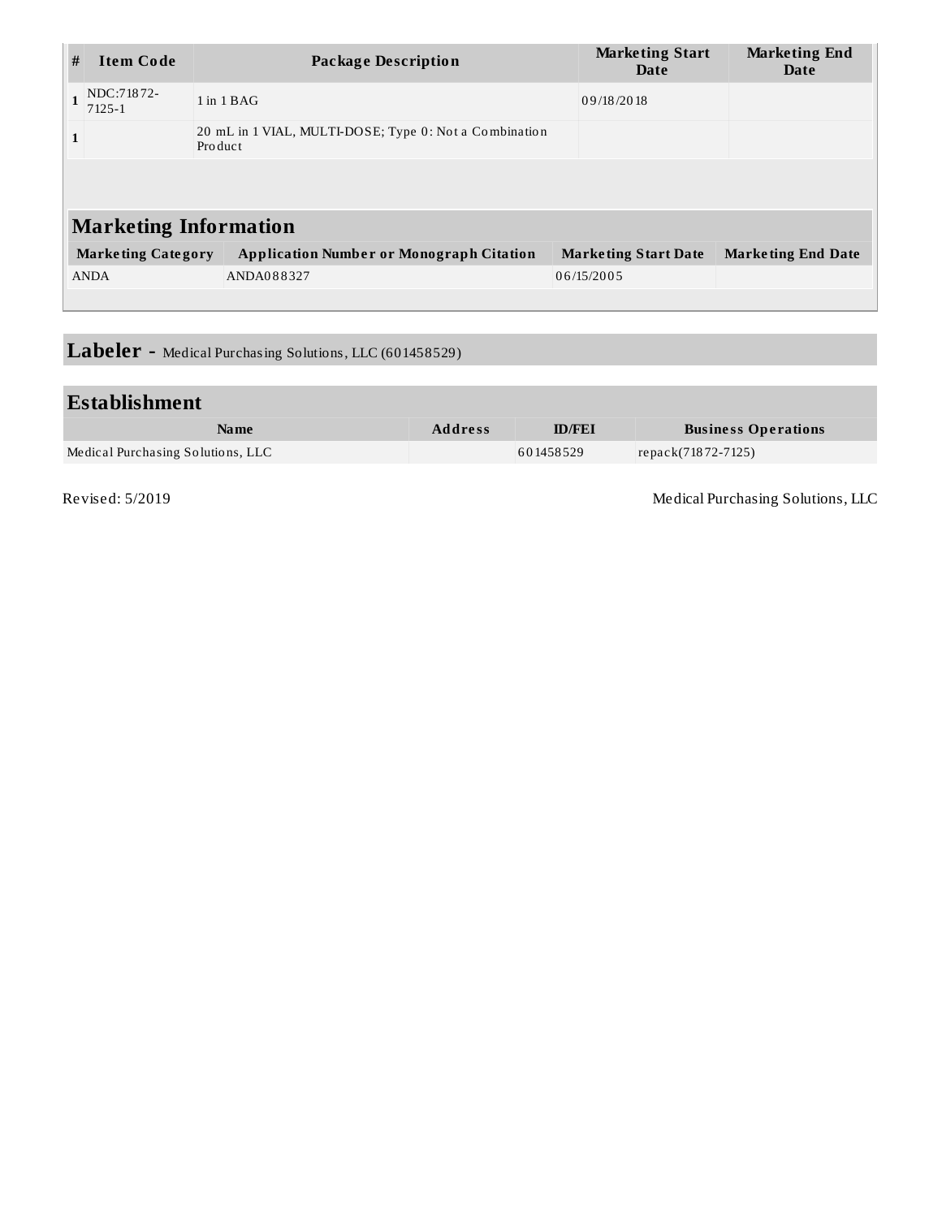| # | Item Code | Package Description | Marketing Start Date | Marketing End Date |
|---|---|---|---|---|
| 1 | NDC:71872-7125-1 | 1 in 1 BAG | 09/18/2018 | |
| 1 | | 20 mL in 1 VIAL, MULTI-DOSE; Type 0: Not a Combination Product | | |

## Marketing Information

| Marketing Category | Application Number or Monograph Citation | Marketing Start Date | Marketing End Date |
|---|---|---|---|
| ANDA | ANDA088327 | 06/15/2005 | |

## Labeler - Medical Purchasing Solutions, LLC (601458529)

## Establishment

| Name | Address | ID/FEI | Business Operations |
|---|---|---|---|
| Medical Purchasing Solutions, LLC | | 601458529 | repack(71872-7125) |

Revised: 5/2019

Medical Purchasing Solutions, LLC